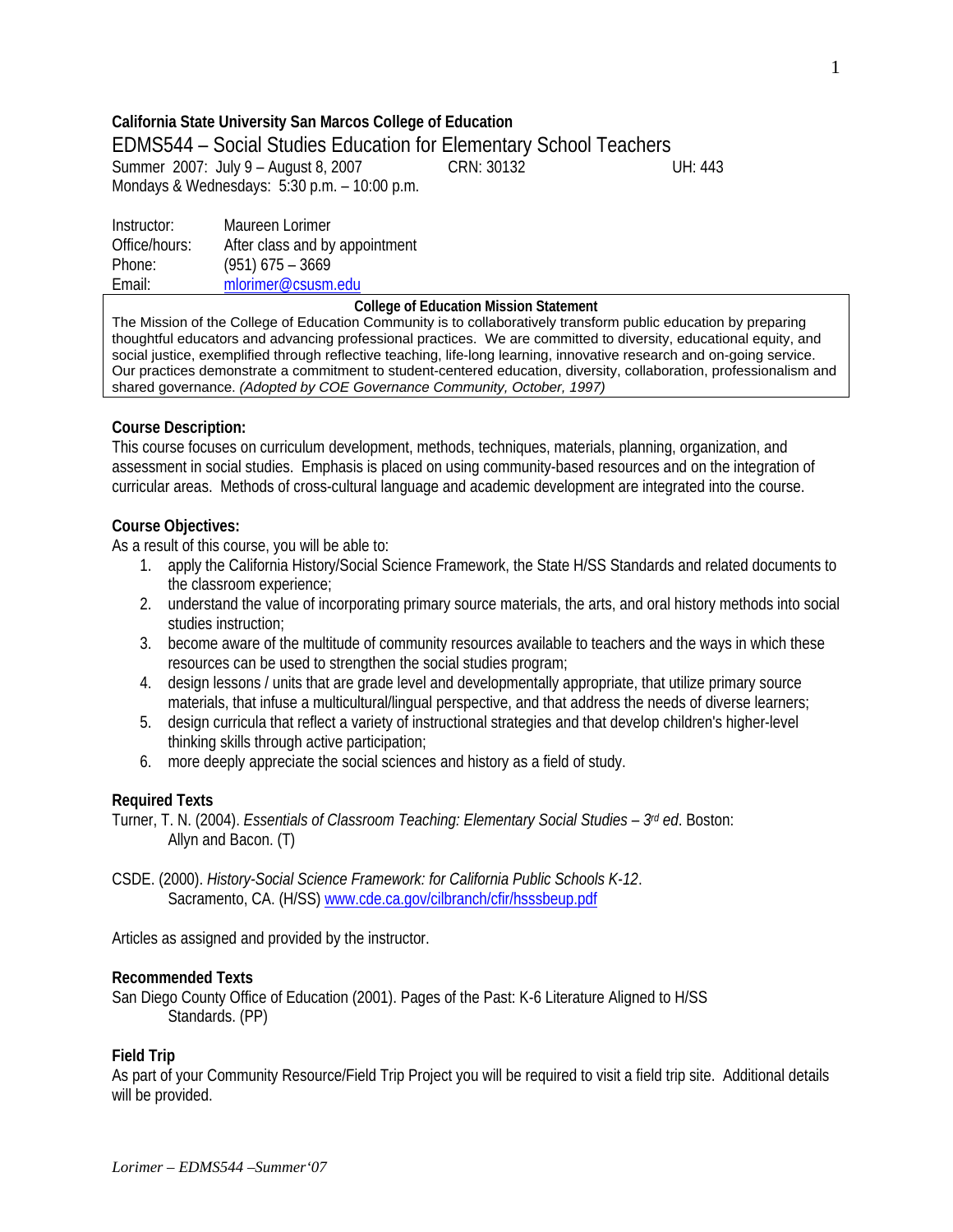**California State University San Marcos College of Education**

# EDMS544 – Social Studies Education for Elementary School Teachers

Summer 2007: July 9 – August 8, 2007 CRN: 30132 UH: 443

Mondays & Wednesdays: 5:30 p.m. – 10:00 p.m.

Instructor: Maureen Lorimer
Office/hours: After class and by appointment
Phone: (951) 675 – 3669
Email: mlorimer@csusm.edu

**College of Education Mission Statement**

The Mission of the College of Education Community is to collaboratively transform public education by preparing thoughtful educators and advancing professional practices. We are committed to diversity, educational equity, and social justice, exemplified through reflective teaching, life-long learning, innovative research and on-going service. Our practices demonstrate a commitment to student-centered education, diversity, collaboration, professionalism and shared governance. *(Adopted by COE Governance Community, October, 1997)*

## Course Description:

This course focuses on curriculum development, methods, techniques, materials, planning, organization, and assessment in social studies. Emphasis is placed on using community-based resources and on the integration of curricular areas. Methods of cross-cultural language and academic development are integrated into the course.

## Course Objectives:

As a result of this course, you will be able to:

1. apply the California History/Social Science Framework, the State H/SS Standards and related documents to the classroom experience;
2. understand the value of incorporating primary source materials, the arts, and oral history methods into social studies instruction;
3. become aware of the multitude of community resources available to teachers and the ways in which these resources can be used to strengthen the social studies program;
4. design lessons / units that are grade level and developmentally appropriate, that utilize primary source materials, that infuse a multicultural/lingual perspective, and that address the needs of diverse learners;
5. design curricula that reflect a variety of instructional strategies and that develop children's higher-level thinking skills through active participation;
6. more deeply appreciate the social sciences and history as a field of study.

## Required Texts

Turner, T. N. (2004). *Essentials of Classroom Teaching: Elementary Social Studies – 3rd ed*. Boston: Allyn and Bacon. (T)

CSDE. (2000). *History-Social Science Framework: for California Public Schools K-12*. Sacramento, CA. (H/SS) www.cde.ca.gov/cilbranch/cfir/hsssbeup.pdf

Articles as assigned and provided by the instructor.

## Recommended Texts

San Diego County Office of Education (2001). Pages of the Past: K-6 Literature Aligned to H/SS Standards. (PP)

## Field Trip

As part of your Community Resource/Field Trip Project you will be required to visit a field trip site. Additional details will be provided.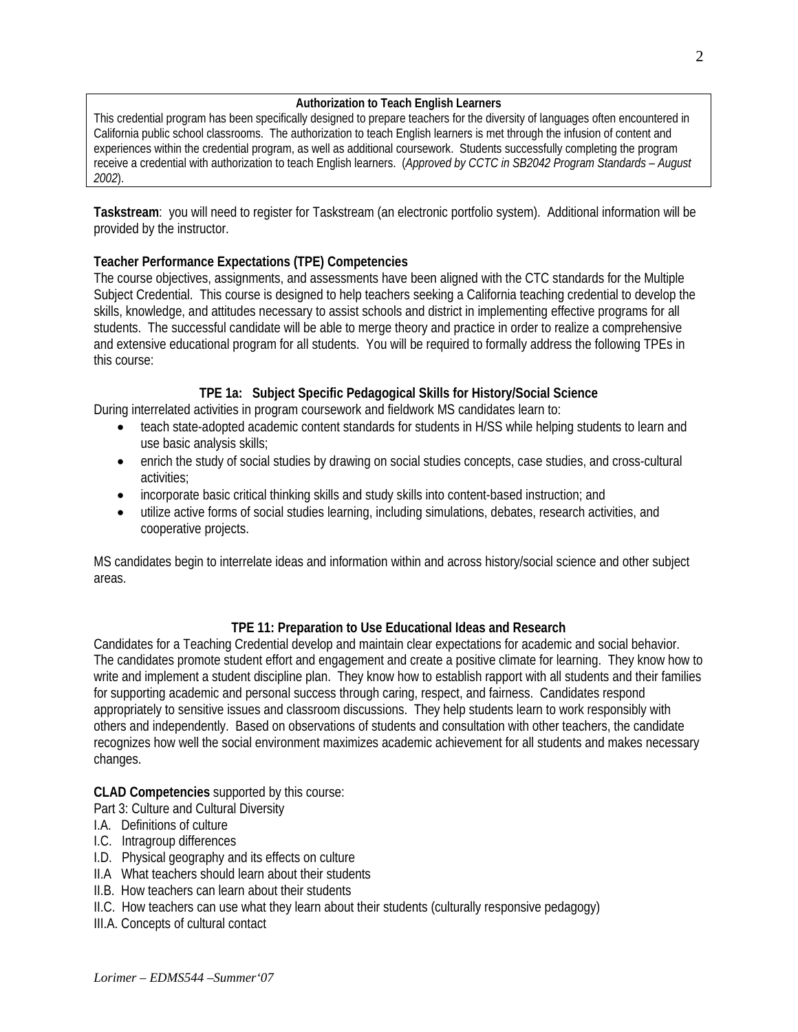**Authorization to Teach English Learners**

This credential program has been specifically designed to prepare teachers for the diversity of languages often encountered in California public school classrooms. The authorization to teach English learners is met through the infusion of content and experiences within the credential program, as well as additional coursework. Students successfully completing the program receive a credential with authorization to teach English learners. (*Approved by CCTC in SB2042 Program Standards – August 2002*).

**Taskstream**: you will need to register for Taskstream (an electronic portfolio system). Additional information will be provided by the instructor.

**Teacher Performance Expectations (TPE) Competencies**

The course objectives, assignments, and assessments have been aligned with the CTC standards for the Multiple Subject Credential. This course is designed to help teachers seeking a California teaching credential to develop the skills, knowledge, and attitudes necessary to assist schools and district in implementing effective programs for all students. The successful candidate will be able to merge theory and practice in order to realize a comprehensive and extensive educational program for all students. You will be required to formally address the following TPEs in this course:

**TPE 1a: Subject Specific Pedagogical Skills for History/Social Science**

During interrelated activities in program coursework and fieldwork MS candidates learn to:

- teach state-adopted academic content standards for students in H/SS while helping students to learn and use basic analysis skills;
- enrich the study of social studies by drawing on social studies concepts, case studies, and cross-cultural activities;
- incorporate basic critical thinking skills and study skills into content-based instruction; and
- utilize active forms of social studies learning, including simulations, debates, research activities, and cooperative projects.

MS candidates begin to interrelate ideas and information within and across history/social science and other subject areas.

**TPE 11: Preparation to Use Educational Ideas and Research**

Candidates for a Teaching Credential develop and maintain clear expectations for academic and social behavior. The candidates promote student effort and engagement and create a positive climate for learning. They know how to write and implement a student discipline plan. They know how to establish rapport with all students and their families for supporting academic and personal success through caring, respect, and fairness. Candidates respond appropriately to sensitive issues and classroom discussions. They help students learn to work responsibly with others and independently. Based on observations of students and consultation with other teachers, the candidate recognizes how well the social environment maximizes academic achievement for all students and makes necessary changes.

**CLAD Competencies** supported by this course:

Part 3: Culture and Cultural Diversity

I.A. Definitions of culture
I.C. Intragroup differences
I.D. Physical geography and its effects on culture
II.A What teachers should learn about their students
II.B. How teachers can learn about their students
II.C. How teachers can use what they learn about their students (culturally responsive pedagogy)
III.A. Concepts of cultural contact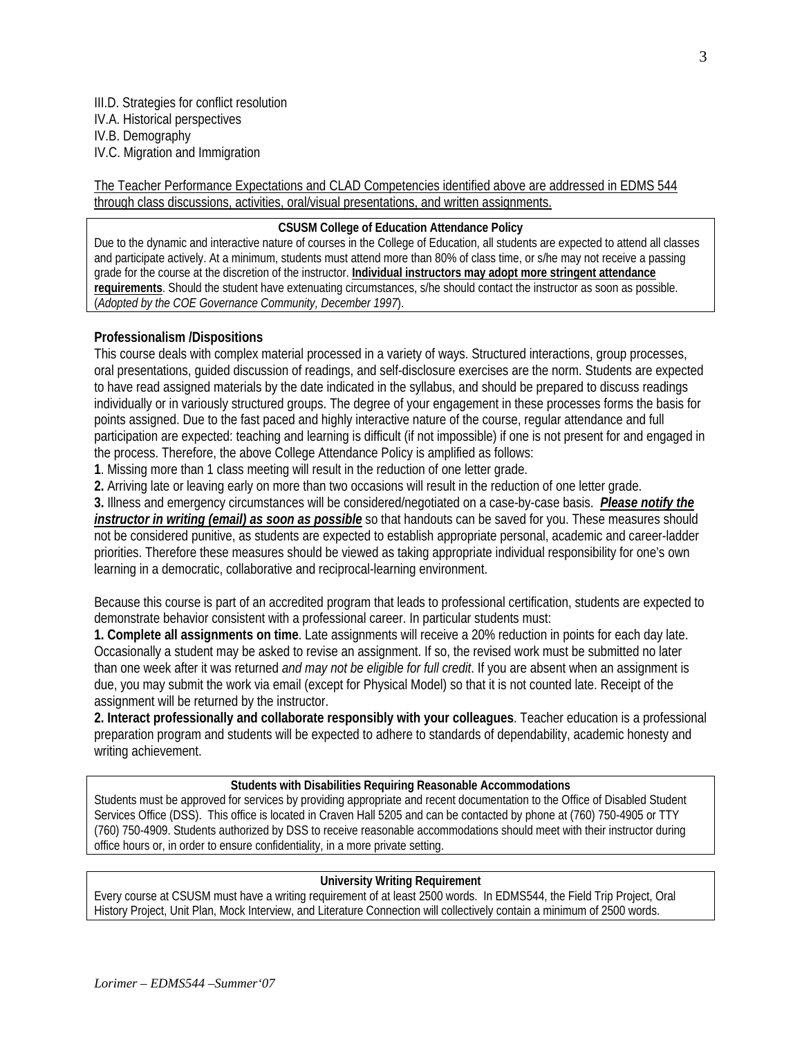III.D. Strategies for conflict resolution
IV.A. Historical perspectives
IV.B. Demography
IV.C. Migration and Immigration

The Teacher Performance Expectations and CLAD Competencies identified above are addressed in EDMS 544 through class discussions, activities, oral/visual presentations, and written assignments.

**CSUSM College of Education Attendance Policy**

Due to the dynamic and interactive nature of courses in the College of Education, all students are expected to attend all classes and participate actively. At a minimum, students must attend more than 80% of class time, or s/he may not receive a passing grade for the course at the discretion of the instructor. **Individual instructors may adopt more stringent attendance requirements**. Should the student have extenuating circumstances, s/he should contact the instructor as soon as possible. (*Adopted by the COE Governance Community, December 1997*).

**Professionalism /Dispositions**

This course deals with complex material processed in a variety of ways. Structured interactions, group processes, oral presentations, guided discussion of readings, and self-disclosure exercises are the norm. Students are expected to have read assigned materials by the date indicated in the syllabus, and should be prepared to discuss readings individually or in variously structured groups. The degree of your engagement in these processes forms the basis for points assigned. Due to the fast paced and highly interactive nature of the course, regular attendance and full participation are expected: teaching and learning is difficult (if not impossible) if one is not present for and engaged in the process. Therefore, the above College Attendance Policy is amplified as follows:

**1**. Missing more than 1 class meeting will result in the reduction of one letter grade.
**2.** Arriving late or leaving early on more than two occasions will result in the reduction of one letter grade.
**3.** Illness and emergency circumstances will be considered/negotiated on a case-by-case basis. ***Please notify the instructor in writing (email) as soon as possible*** so that handouts can be saved for you. These measures should not be considered punitive, as students are expected to establish appropriate personal, academic and career-ladder priorities. Therefore these measures should be viewed as taking appropriate individual responsibility for one's own learning in a democratic, collaborative and reciprocal-learning environment.

Because this course is part of an accredited program that leads to professional certification, students are expected to demonstrate behavior consistent with a professional career. In particular students must:

**1. Complete all assignments on time**. Late assignments will receive a 20% reduction in points for each day late. Occasionally a student may be asked to revise an assignment. If so, the revised work must be submitted no later than one week after it was returned *and may not be eligible for full credit*. If you are absent when an assignment is due, you may submit the work via email (except for Physical Model) so that it is not counted late. Receipt of the assignment will be returned by the instructor.
**2. Interact professionally and collaborate responsibly with your colleagues**. Teacher education is a professional preparation program and students will be expected to adhere to standards of dependability, academic honesty and writing achievement.

**Students with Disabilities Requiring Reasonable Accommodations**

Students must be approved for services by providing appropriate and recent documentation to the Office of Disabled Student Services Office (DSS). This office is located in Craven Hall 5205 and can be contacted by phone at (760) 750-4905 or TTY (760) 750-4909. Students authorized by DSS to receive reasonable accommodations should meet with their instructor during office hours or, in order to ensure confidentiality, in a more private setting.

**University Writing Requirement**

Every course at CSUSM must have a writing requirement of at least 2500 words. In EDMS544, the Field Trip Project, Oral History Project, Unit Plan, Mock Interview, and Literature Connection will collectively contain a minimum of 2500 words.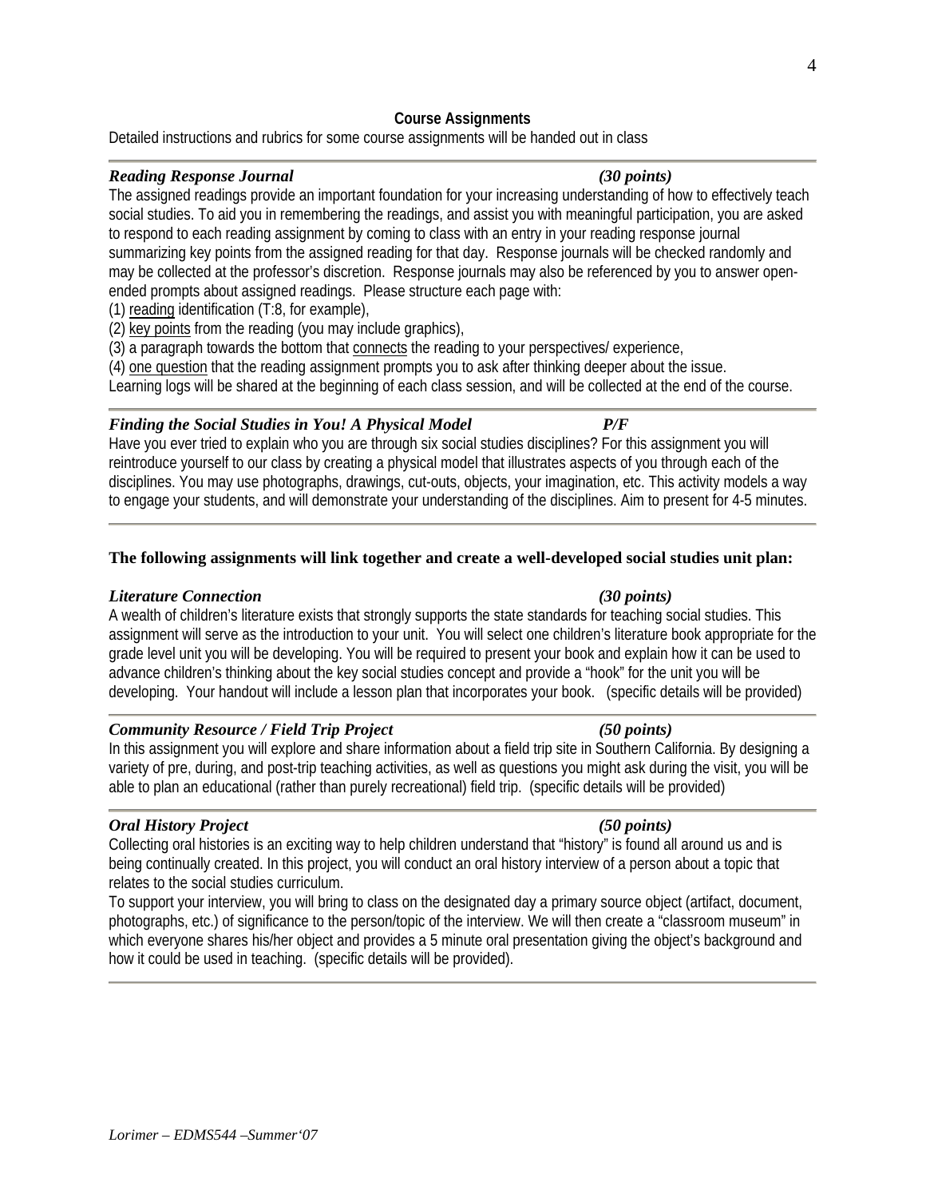## Course Assignments

Detailed instructions and rubrics for some course assignments will be handed out in class

---

***Reading Response Journal*** ***(30 points)***

The assigned readings provide an important foundation for your increasing understanding of how to effectively teach social studies. To aid you in remembering the readings, and assist you with meaningful participation, you are asked to respond to each reading assignment by coming to class with an entry in your reading response journal summarizing key points from the assigned reading for that day. Response journals will be checked randomly and may be collected at the professor's discretion. Response journals may also be referenced by you to answer open-ended prompts about assigned readings. Please structure each page with:

(1) reading identification (T:8, for example),
(2) key points from the reading (you may include graphics),
(3) a paragraph towards the bottom that connects the reading to your perspectives/ experience,
(4) one question that the reading assignment prompts you to ask after thinking deeper about the issue.

Learning logs will be shared at the beginning of each class session, and will be collected at the end of the course.

---

***Finding the Social Studies in You! A Physical Model*** ***P/F***

Have you ever tried to explain who you are through six social studies disciplines? For this assignment you will reintroduce yourself to our class by creating a physical model that illustrates aspects of you through each of the disciplines. You may use photographs, drawings, cut-outs, objects, your imagination, etc. This activity models a way to engage your students, and will demonstrate your understanding of the disciplines. Aim to present for 4-5 minutes.

---

**The following assignments will link together and create a well-developed social studies unit plan:**

***Literature Connection*** ***(30 points)***

A wealth of children's literature exists that strongly supports the state standards for teaching social studies. This assignment will serve as the introduction to your unit. You will select one children's literature book appropriate for the grade level unit you will be developing. You will be required to present your book and explain how it can be used to advance children's thinking about the key social studies concept and provide a "hook" for the unit you will be developing. Your handout will include a lesson plan that incorporates your book. (specific details will be provided)

---

***Community Resource / Field Trip Project*** ***(50 points)***

In this assignment you will explore and share information about a field trip site in Southern California. By designing a variety of pre, during, and post-trip teaching activities, as well as questions you might ask during the visit, you will be able to plan an educational (rather than purely recreational) field trip. (specific details will be provided)

---

***Oral History Project*** ***(50 points)***

Collecting oral histories is an exciting way to help children understand that "history" is found all around us and is being continually created. In this project, you will conduct an oral history interview of a person about a topic that relates to the social studies curriculum.

To support your interview, you will bring to class on the designated day a primary source object (artifact, document, photographs, etc.) of significance to the person/topic of the interview. We will then create a "classroom museum" in which everyone shares his/her object and provides a 5 minute oral presentation giving the object's background and how it could be used in teaching. (specific details will be provided).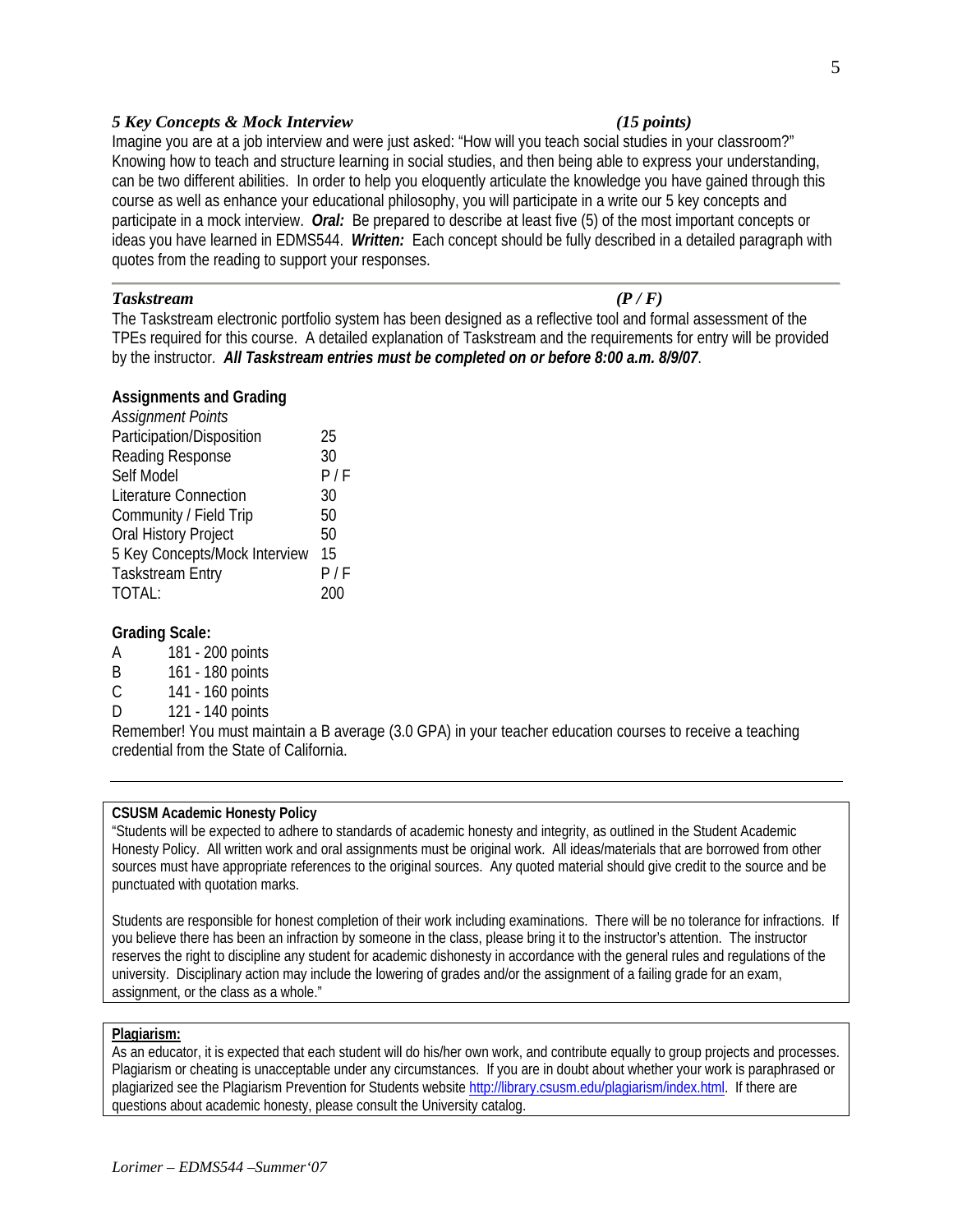### *5 Key Concepts & Mock Interview* *(15 points)*

Imagine you are at a job interview and were just asked: "How will you teach social studies in your classroom?" Knowing how to teach and structure learning in social studies, and then being able to express your understanding, can be two different abilities. In order to help you eloquently articulate the knowledge you have gained through this course as well as enhance your educational philosophy, you will participate in a write our 5 key concepts and participate in a mock interview. ***Oral:*** Be prepared to describe at least five (5) of the most important concepts or ideas you have learned in EDMS544. ***Written:*** Each concept should be fully described in a detailed paragraph with quotes from the reading to support your responses.

---

### *Taskstream* *(P / F)*

The Taskstream electronic portfolio system has been designed as a reflective tool and formal assessment of the TPEs required for this course. A detailed explanation of Taskstream and the requirements for entry will be provided by the instructor. ***All Taskstream entries must be completed on or before 8:00 a.m. 8/9/07***.

### Assignments and Grading

| *Assignment* | *Points* |
|---|---|
| Participation/Disposition | 25 |
| Reading Response | 30 |
| Self Model | P / F |
| Literature Connection | 30 |
| Community / Field Trip | 50 |
| Oral History Project | 50 |
| 5 Key Concepts/Mock Interview | 15 |
| Taskstream Entry | P / F |
| TOTAL: | 200 |

### Grading Scale:

| | |
|---|---|
| A | 181 - 200 points |
| B | 161 - 180 points |
| C | 141 - 160 points |
| D | 121 - 140 points |

Remember! You must maintain a B average (3.0 GPA) in your teacher education courses to receive a teaching credential from the State of California.

---

**CSUSM Academic Honesty Policy**

"Students will be expected to adhere to standards of academic honesty and integrity, as outlined in the Student Academic Honesty Policy. All written work and oral assignments must be original work. All ideas/materials that are borrowed from other sources must have appropriate references to the original sources. Any quoted material should give credit to the source and be punctuated with quotation marks.

Students are responsible for honest completion of their work including examinations. There will be no tolerance for infractions. If you believe there has been an infraction by someone in the class, please bring it to the instructor's attention. The instructor reserves the right to discipline any student for academic dishonesty in accordance with the general rules and regulations of the university. Disciplinary action may include the lowering of grades and/or the assignment of a failing grade for an exam, assignment, or the class as a whole."

**Plagiarism:**

As an educator, it is expected that each student will do his/her own work, and contribute equally to group projects and processes. Plagiarism or cheating is unacceptable under any circumstances. If you are in doubt about whether your work is paraphrased or plagiarized see the Plagiarism Prevention for Students website http://library.csusm.edu/plagiarism/index.html. If there are questions about academic honesty, please consult the University catalog.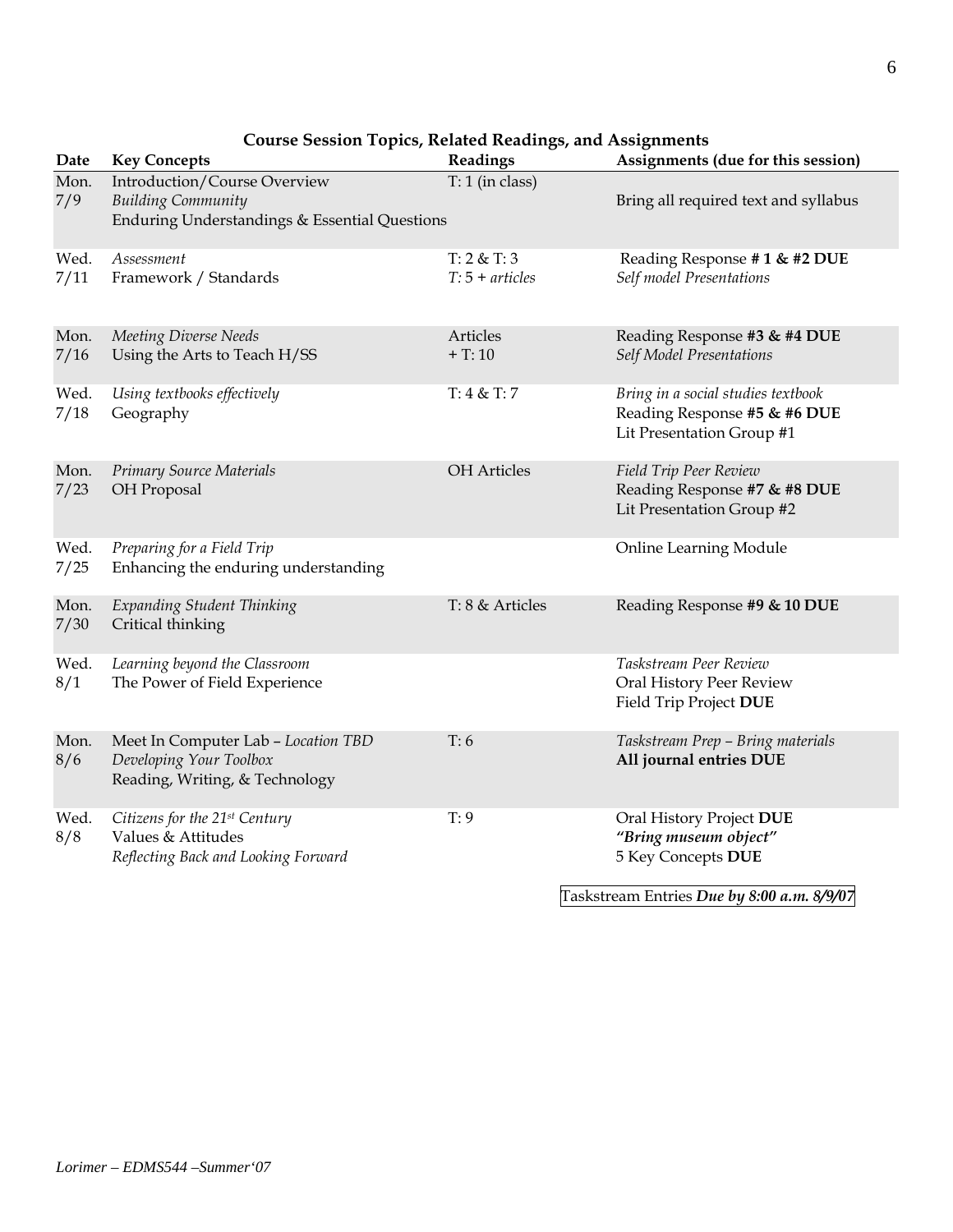**Course Session Topics, Related Readings, and Assignments**

| Date | Key Concepts | Readings | Assignments (due for this session) |
|---|---|---|---|
| Mon. 7/9 | Introduction/Course Overview<br>*Building Community*<br>Enduring Understandings & Essential Questions | T: 1 (in class) | Bring all required text and syllabus |
| Wed. 7/11 | *Assessment*<br>Framework / Standards | T: 2 & T: 3<br>*T: 5 + articles* | Reading Response **# 1 & #2 DUE**<br>*Self model Presentations* |
| Mon. 7/16 | *Meeting Diverse Needs*<br>Using the Arts to Teach H/SS | Articles<br>+ T: 10 | Reading Response **#3 & #4 DUE**<br>*Self Model Presentations* |
| Wed. 7/18 | *Using textbooks effectively*<br>Geography | T: 4 & T: 7 | *Bring in a social studies textbook*<br>Reading Response **#5 & #6 DUE**<br>Lit Presentation Group #1 |
| Mon. 7/23 | *Primary Source Materials*<br>OH Proposal | OH Articles | *Field Trip Peer Review*<br>Reading Response **#7 & #8 DUE**<br>Lit Presentation Group #2 |
| Wed. 7/25 | *Preparing for a Field Trip*<br>Enhancing the enduring understanding | | Online Learning Module |
| Mon. 7/30 | *Expanding Student Thinking*<br>Critical thinking | T: 8 & Articles | Reading Response **#9 & 10 DUE** |
| Wed. 8/1 | *Learning beyond the Classroom*<br>The Power of Field Experience | | *Taskstream Peer Review*<br>Oral History Peer Review<br>Field Trip Project **DUE** |
| Mon. 8/6 | Meet In Computer Lab – *Location TBD*<br>*Developing Your Toolbox*<br>Reading, Writing, & Technology | T: 6 | *Taskstream Prep – Bring materials*<br>**All journal entries DUE** |
| Wed. 8/8 | *Citizens for the 21st Century*<br>Values & Attitudes<br>*Reflecting Back and Looking Forward* | T: 9 | Oral History Project **DUE**<br>***"Bring museum object"***<br>5 Key Concepts **DUE** |

Taskstream Entries ***Due by 8:00 a.m. 8/9/07***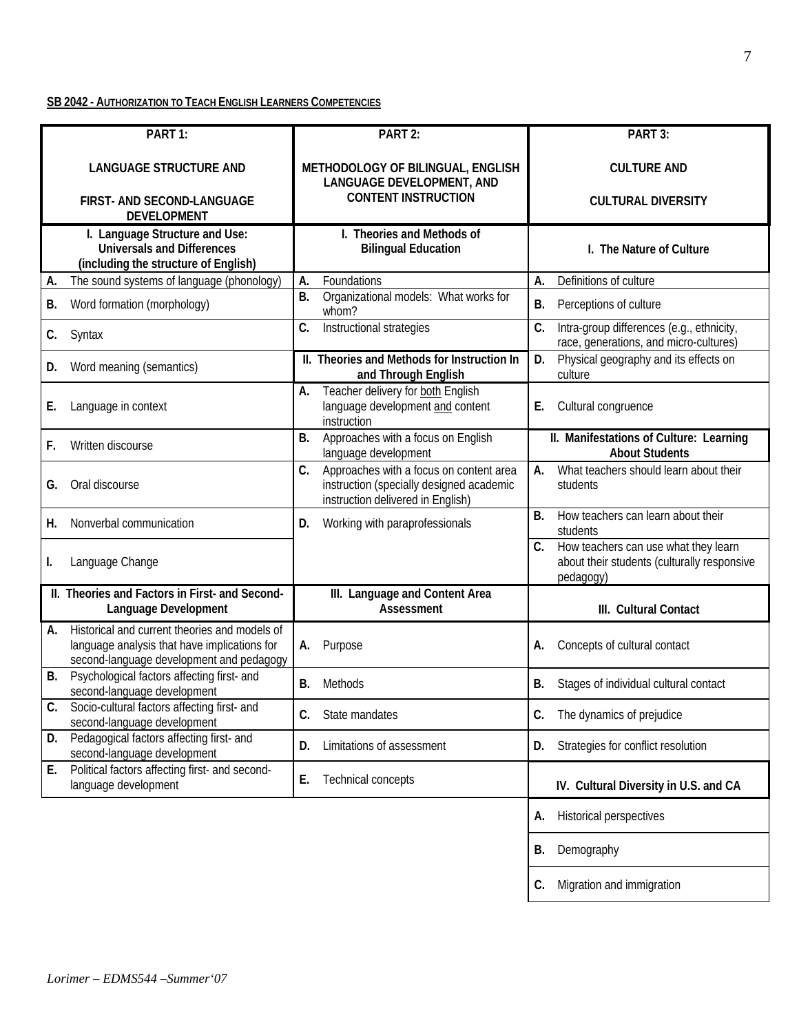**SB 2042 - AUTHORIZATION TO TEACH ENGLISH LEARNERS COMPETENCIES**

| PART 1: LANGUAGE STRUCTURE AND FIRST- AND SECOND-LANGUAGE DEVELOPMENT | PART 2: METHODOLOGY OF BILINGUAL, ENGLISH LANGUAGE DEVELOPMENT, AND CONTENT INSTRUCTION | PART 3: CULTURE AND CULTURAL DIVERSITY |
|---|---|---|
| **I. Language Structure and Use: Universals and Differences (including the structure of English)** | **I. Theories and Methods of Bilingual Education** | **I. The Nature of Culture** |
| **A.** The sound systems of language (phonology) | **A.** Foundations | **A.** Definitions of culture |
| **B.** Word formation (morphology) | **B.** Organizational models: What works for whom? | **B.** Perceptions of culture |
| **C.** Syntax | **C.** Instructional strategies | **C.** Intra-group differences (e.g., ethnicity, race, generations, and micro-cultures) |
| **D.** Word meaning (semantics) | **II. Theories and Methods for Instruction In and Through English** | **D.** Physical geography and its effects on culture |
| **E.** Language in context | **A.** Teacher delivery for both English language development and content instruction | **E.** Cultural congruence |
| **F.** Written discourse | **B.** Approaches with a focus on English language development | **II. Manifestations of Culture: Learning About Students** |
| **G.** Oral discourse | **C.** Approaches with a focus on content area instruction (specially designed academic instruction delivered in English) | **A.** What teachers should learn about their students |
| **H.** Nonverbal communication | **D.** Working with paraprofessionals | **B.** How teachers can learn about their students |
| **I.** Language Change | | **C.** How teachers can use what they learn about their students (culturally responsive pedagogy) |
| **II. Theories and Factors in First- and Second-Language Development** | **III. Language and Content Area Assessment** | **III. Cultural Contact** |
| **A.** Historical and current theories and models of language analysis that have implications for second-language development and pedagogy | **A.** Purpose | **A.** Concepts of cultural contact |
| **B.** Psychological factors affecting first- and second-language development | **B.** Methods | **B.** Stages of individual cultural contact |
| **C.** Socio-cultural factors affecting first- and second-language development | **C.** State mandates | **C.** The dynamics of prejudice |
| **D.** Pedagogical factors affecting first- and second-language development | **D.** Limitations of assessment | **D.** Strategies for conflict resolution |
| **E.** Political factors affecting first- and second-language development | **E.** Technical concepts | **IV. Cultural Diversity in U.S. and CA** |
| | | **A.** Historical perspectives |
| | | **B.** Demography |
| | | **C.** Migration and immigration |